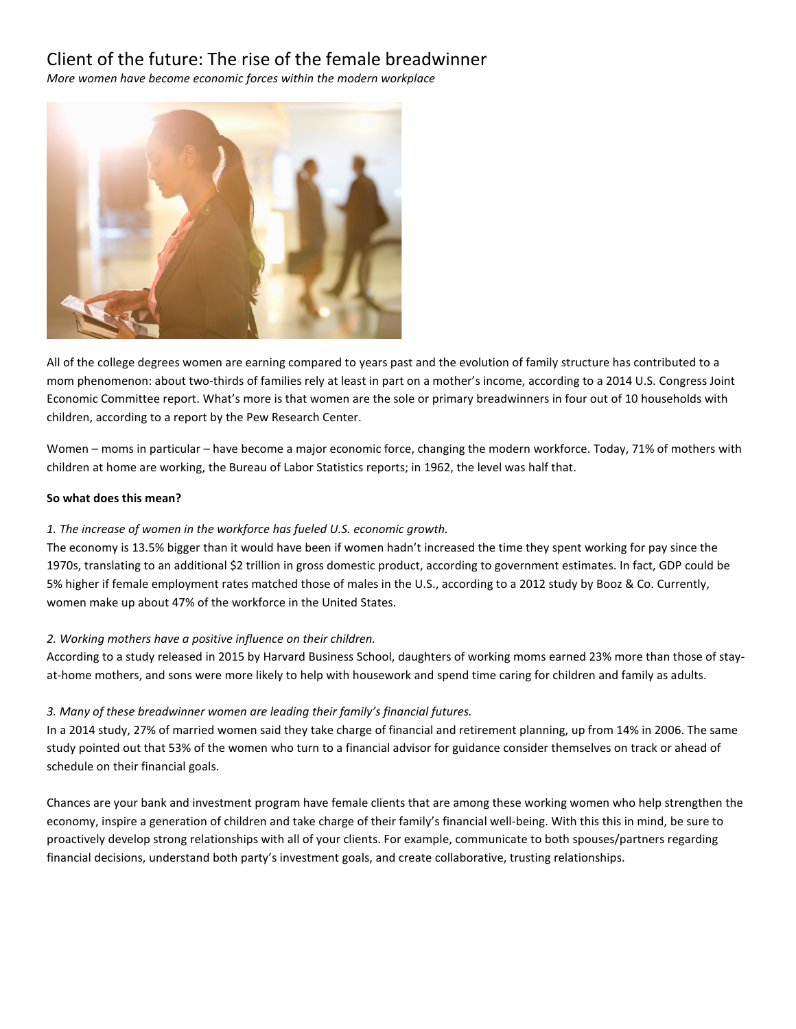# Client of the future: The rise of the female breadwinner

*More women have become economic forces within the modern workplace*

All of the college degrees women are earning compared to years past and the evolution of family structure has contributed to a mom phenomenon: about two-thirds of families rely at least in part on a mother's income, according to a 2014 U.S. Congress Joint Economic Committee report. What's more is that women are the sole or primary breadwinners in four out of 10 households with children, according to a report by the Pew Research Center.

Women – moms in particular – have become a major economic force, changing the modern workforce. Today, 71% of mothers with children at home are working, the Bureau of Labor Statistics reports; in 1962, the level was half that.

**So what does this mean?**

*1. The increase of women in the workforce has fueled U.S. economic growth.*

The economy is 13.5% bigger than it would have been if women hadn't increased the time they spent working for pay since the 1970s, translating to an additional $2 trillion in gross domestic product, according to government estimates. In fact, GDP could be 5% higher if female employment rates matched those of males in the U.S., according to a 2012 study by Booz & Co. Currently, women make up about 47% of the workforce in the United States.

*2. Working mothers have a positive influence on their children.*

According to a study released in 2015 by Harvard Business School, daughters of working moms earned 23% more than those of stay-at-home mothers, and sons were more likely to help with housework and spend time caring for children and family as adults.

*3. Many of these breadwinner women are leading their family's financial futures.*

In a 2014 study, 27% of married women said they take charge of financial and retirement planning, up from 14% in 2006. The same study pointed out that 53% of the women who turn to a financial advisor for guidance consider themselves on track or ahead of schedule on their financial goals.

Chances are your bank and investment program have female clients that are among these working women who help strengthen the economy, inspire a generation of children and take charge of their family's financial well-being. With this this in mind, be sure to proactively develop strong relationships with all of your clients. For example, communicate to both spouses/partners regarding financial decisions, understand both party's investment goals, and create collaborative, trusting relationships.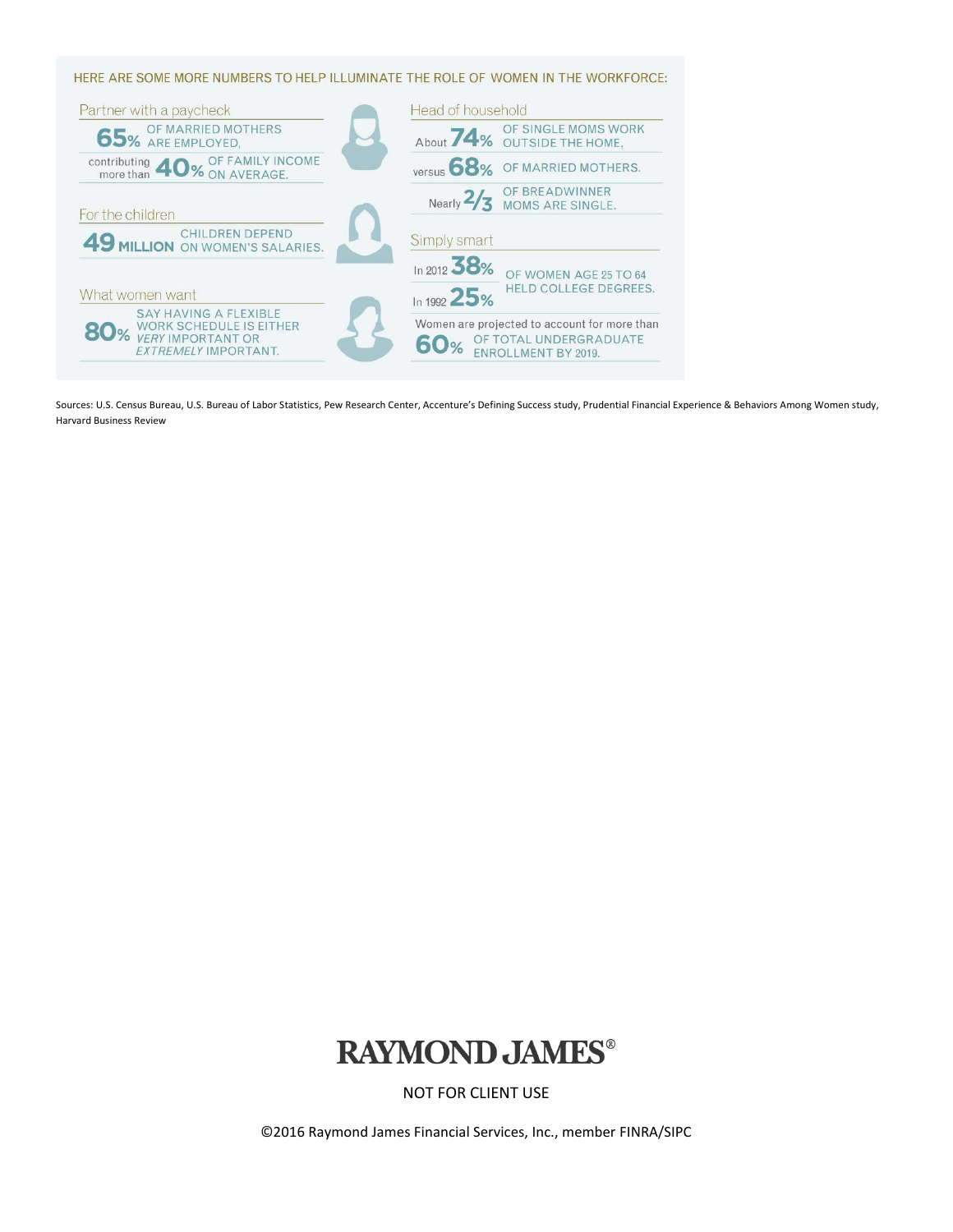HERE ARE SOME MORE NUMBERS TO HELP ILLUMINATE THE ROLE OF WOMEN IN THE WORKFORCE:

### Partner with a paycheck

**65%** OF MARRIED MOTHERS ARE EMPLOYED,

contributing more than **40%** OF FAMILY INCOME ON AVERAGE.

### For the children

**49 MILLION** CHILDREN DEPEND ON WOMEN'S SALARIES.

### What women want

**80%** SAY HAVING A FLEXIBLE WORK SCHEDULE IS EITHER *VERY* IMPORTANT OR *EXTREMELY* IMPORTANT.

### Head of household

About **74%** OF SINGLE MOMS WORK OUTSIDE THE HOME,

versus **68%** OF MARRIED MOTHERS.

Nearly **2/3** OF BREADWINNER MOMS ARE SINGLE.

### Simply smart

In 2012 **38%**

In 1992 **25%**

OF WOMEN AGE 25 TO 64 HELD COLLEGE DEGREES.

Women are projected to account for more than **60%** OF TOTAL UNDERGRADUATE ENROLLMENT BY 2019.

Sources: U.S. Census Bureau, U.S. Bureau of Labor Statistics, Pew Research Center, Accenture's Defining Success study, Prudential Financial Experience & Behaviors Among Women study, Harvard Business Review

RAYMOND JAMES®

NOT FOR CLIENT USE

©2016 Raymond James Financial Services, Inc., member FINRA/SIPC